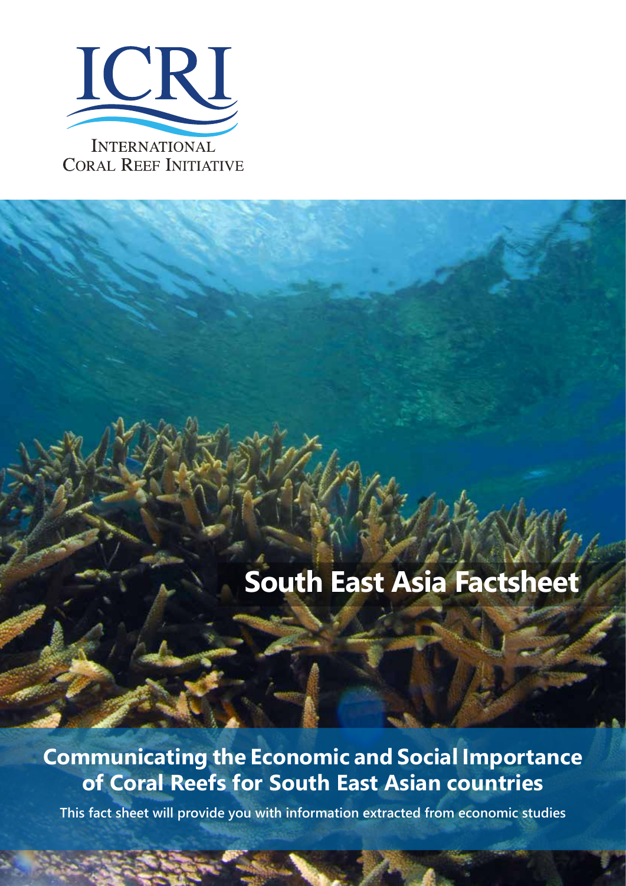ICRI

INTERNATIONAL CORAL REEF INITIATIVE

# South East Asia Factsheet

## Communicating the Economic and Social Importance of Coral Reefs for South East Asian countries

**This fact sheet will provide you with information extracted from economic studies**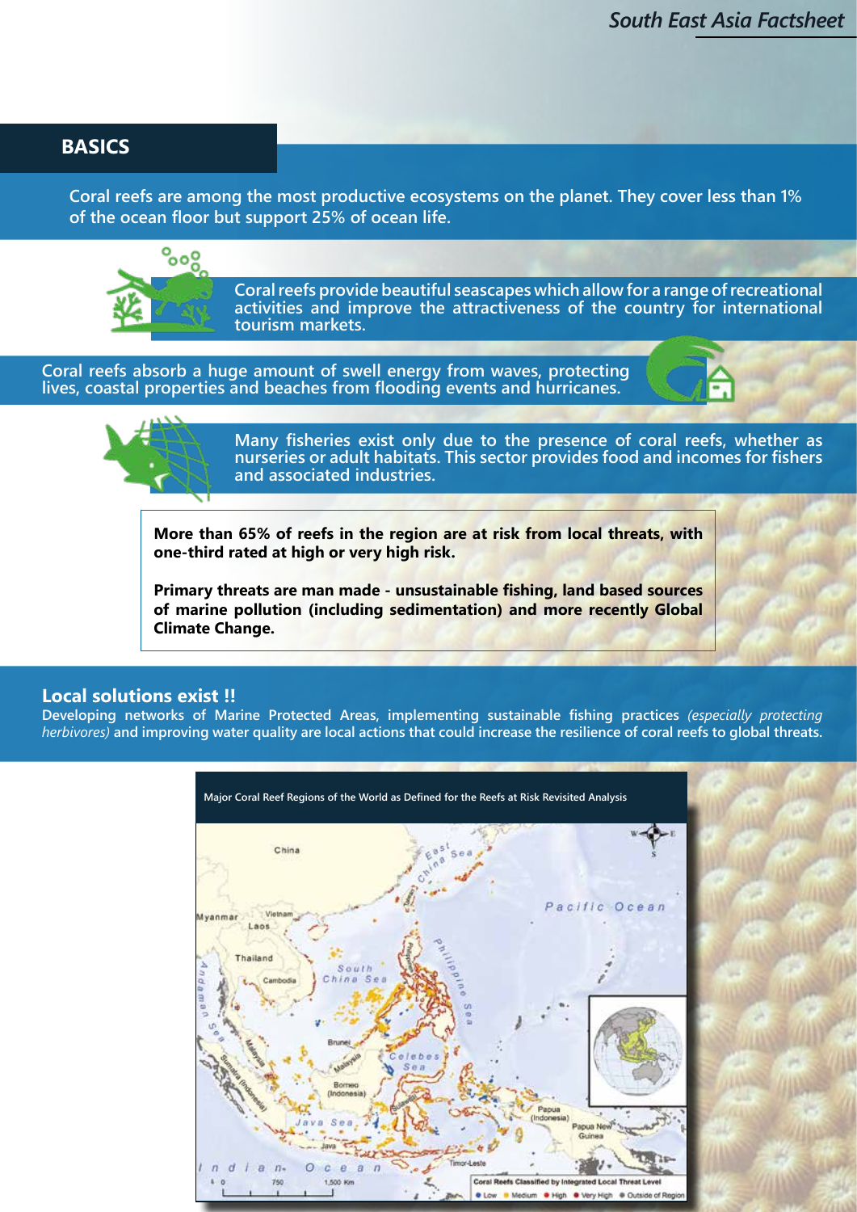## BASICS

**Coral reefs are among the most productive ecosystems on the planet. They cover less than 1% of the ocean floor but support 25% of ocean life.**

**Coral reefs provide beautiful seascapes which allow for a range of recreational activities and improve the attractiveness of the country for international tourism markets.**

**Coral reefs absorb a huge amount of swell energy from waves, protecting lives, coastal properties and beaches from flooding events and hurricanes.**

**Many fisheries exist only due to the presence of coral reefs, whether as nurseries or adult habitats. This sector provides food and incomes for fishers and associated industries.**

**More than 65% of reefs in the region are at risk from local threats, with one-third rated at high or very high risk.**

**Primary threats are man made - unsustainable fishing, land based sources of marine pollution (including sedimentation) and more recently Global Climate Change.**

### Local solutions exist !!

**Developing networks of Marine Protected Areas, implementing sustainable fishing practices** ***(especially protecting herbivores)*** **and improving water quality are local actions that could increase the resilience of coral reefs to global threats.**

Major Coral Reef Regions of the World as Defined for the Reefs at Risk Revisited Analysis

Coral Reefs Classified by Integrated Local Threat Level: Low, Medium, High, Very High, Outside of Region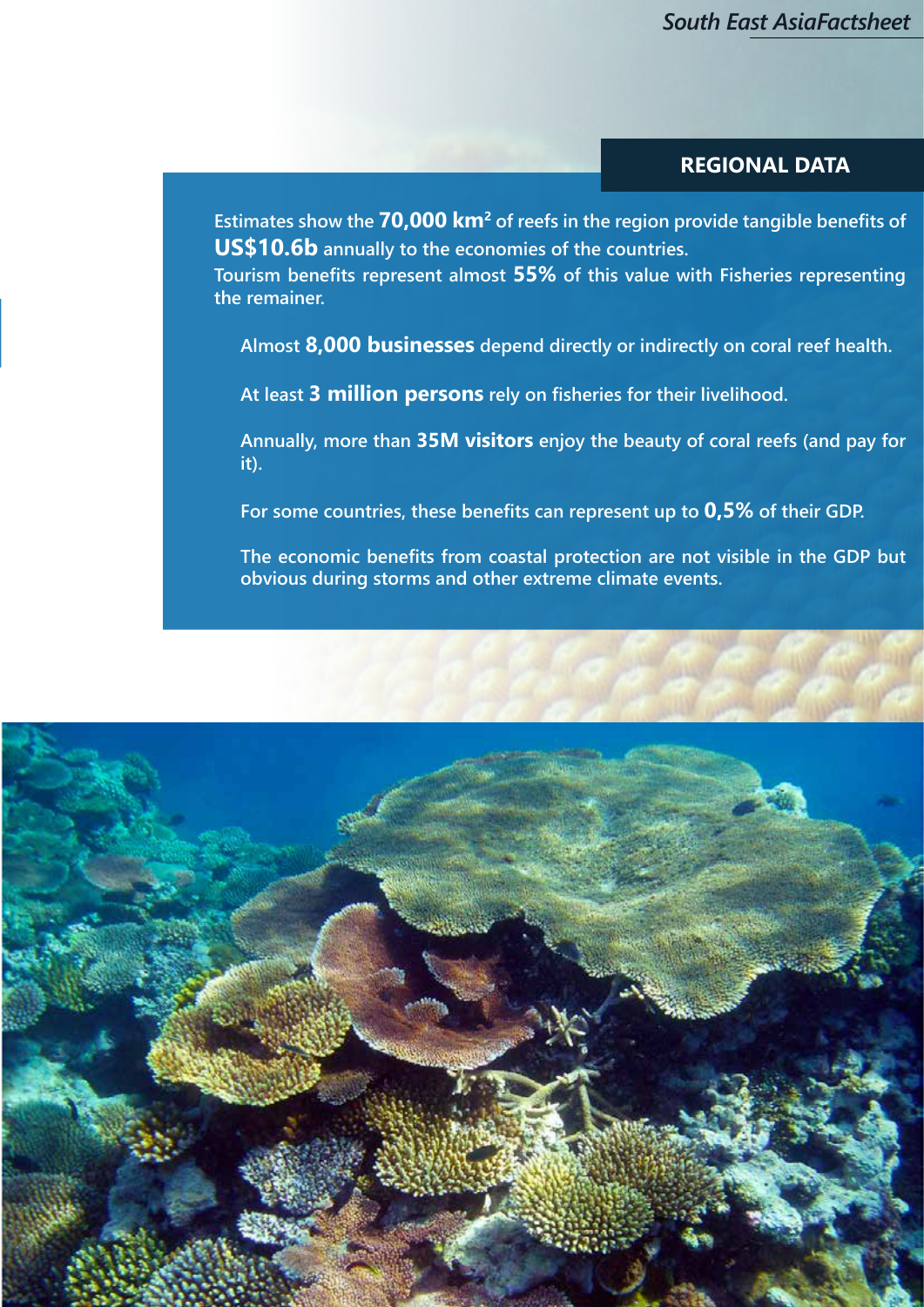## REGIONAL DATA

Estimates show the **70,000 km$^2$** of reefs in the region provide tangible benefits of **US$10.6b** annually to the economies of the countries.
Tourism benefits represent almost **55%** of this value with Fisheries representing the remainer.

Almost **8,000 businesses** depend directly or indirectly on coral reef health.

At least **3 million persons** rely on fisheries for their livelihood.

Annually, more than **35M visitors** enjoy the beauty of coral reefs (and pay for it).

For some countries, these benefits can represent up to **0,5%** of their GDP.

The economic benefits from coastal protection are not visible in the GDP but obvious during storms and other extreme climate events.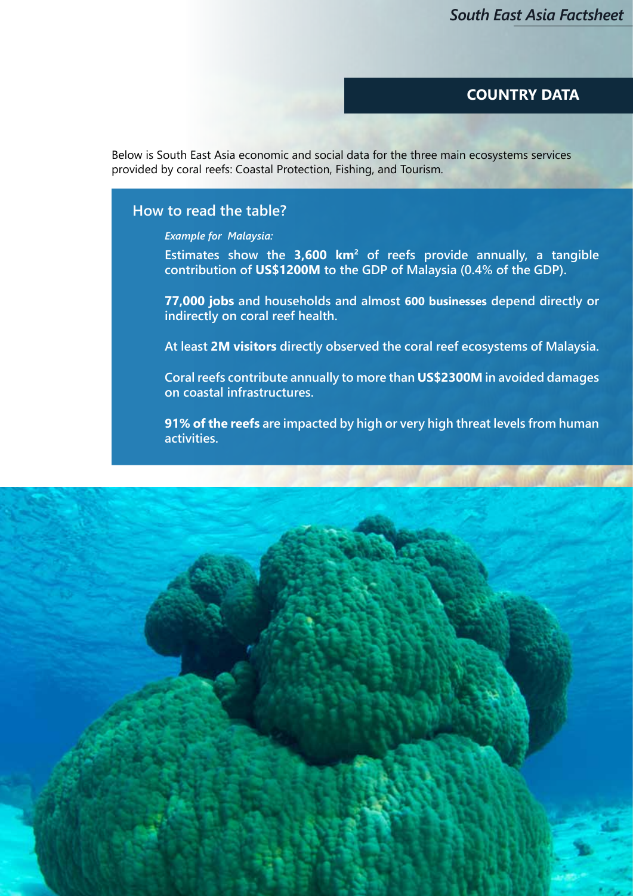## COUNTRY DATA

Below is South East Asia economic and social data for the three main ecosystems services provided by coral reefs: Coastal Protection, Fishing, and Tourism.

### How to read the table?

*Example for Malaysia:*

**Estimates show the 3,600 km² of reefs provide annually, a tangible contribution of US$1200M to the GDP of Malaysia (0.4% of the GDP).**

**77,000 jobs and households and almost 600 businesses depend directly or indirectly on coral reef health.**

**At least 2M visitors directly observed the coral reef ecosystems of Malaysia.**

**Coral reefs contribute annually to more than US$2300M in avoided damages on coastal infrastructures.**

**91% of the reefs are impacted by high or very high threat levels from human activities.**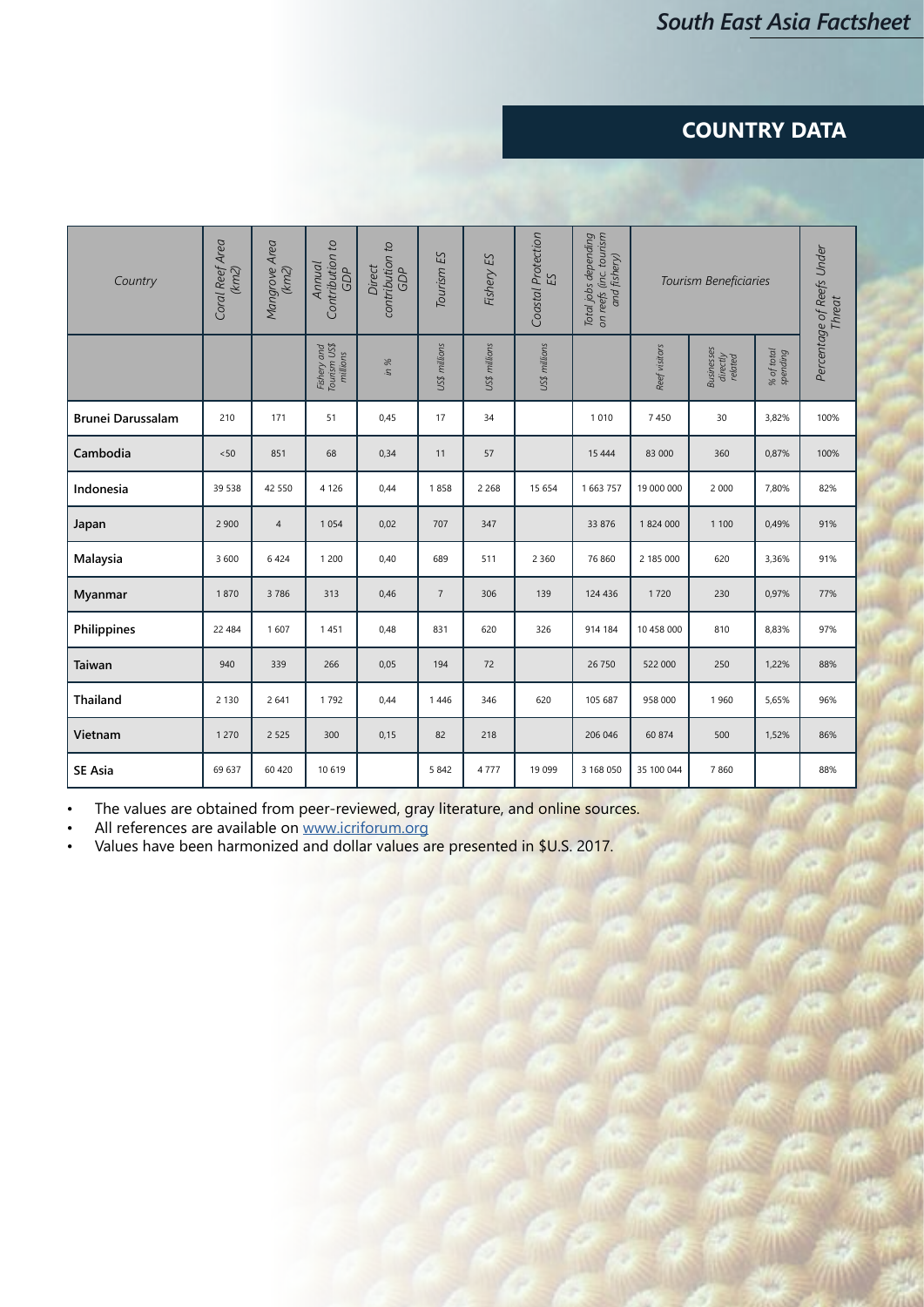## COUNTRY DATA

| Country | Coral Reef Area (km2) | Mangrove Area (km2) | Annual Contribution to GDP | Direct contribution to GDP | Tourism ES | Fishery ES | Coastal Protection ES | Total jobs depending on reefs (inc. tourism and fishery) | Tourism Beneficiaries | | | Percentage of Reefs Under Threat |
|---|---|---|---|---|---|---|---|---|---|---|---|---|
| | | | Fishery and Tourism US$ millions | in % | US$ millions | US$ millions | US$ millions | | Reef visitors | Businesses directly related | % of total spending | |
| **Brunei Darussalam** | 210 | 171 | 51 | 0,45 | 17 | 34 | | 1 010 | 7 450 | 30 | 3,82% | 100% |
| **Cambodia** | <50 | 851 | 68 | 0,34 | 11 | 57 | | 15 444 | 83 000 | 360 | 0,87% | 100% |
| **Indonesia** | 39 538 | 42 550 | 4 126 | 0,44 | 1 858 | 2 268 | 15 654 | 1 663 757 | 19 000 000 | 2 000 | 7,80% | 82% |
| **Japan** | 2 900 | 4 | 1 054 | 0,02 | 707 | 347 | | 33 876 | 1 824 000 | 1 100 | 0,49% | 91% |
| **Malaysia** | 3 600 | 6 424 | 1 200 | 0,40 | 689 | 511 | 2 360 | 76 860 | 2 185 000 | 620 | 3,36% | 91% |
| **Myanmar** | 1 870 | 3 786 | 313 | 0,46 | 7 | 306 | 139 | 124 436 | 1 720 | 230 | 0,97% | 77% |
| **Philippines** | 22 484 | 1 607 | 1 451 | 0,48 | 831 | 620 | 326 | 914 184 | 10 458 000 | 810 | 8,83% | 97% |
| **Taiwan** | 940 | 339 | 266 | 0,05 | 194 | 72 | | 26 750 | 522 000 | 250 | 1,22% | 88% |
| **Thailand** | 2 130 | 2 641 | 1 792 | 0,44 | 1 446 | 346 | 620 | 105 687 | 958 000 | 1 960 | 5,65% | 96% |
| **Vietnam** | 1 270 | 2 525 | 300 | 0,15 | 82 | 218 | | 206 046 | 60 874 | 500 | 1,52% | 86% |
| **SE Asia** | 69 637 | 60 420 | 10 619 | | 5 842 | 4 777 | 19 099 | 3 168 050 | 35 100 044 | 7 860 | | 88% |

- The values are obtained from peer-reviewed, gray literature, and online sources.
- All references are available on www.icriforum.org
- Values have been harmonized and dollar values are presented in $U.S. 2017.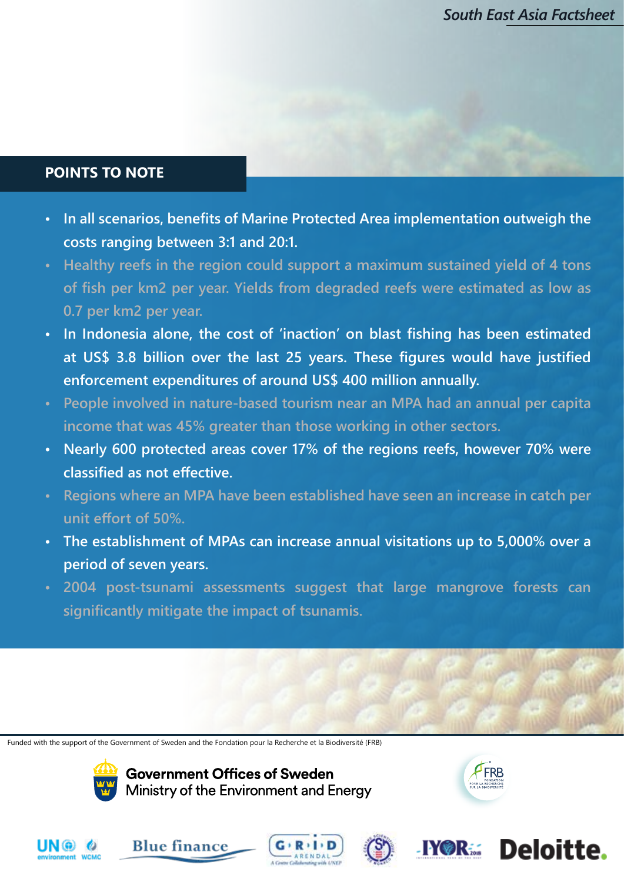## POINTS TO NOTE

- In all scenarios, benefits of Marine Protected Area implementation outweigh the costs ranging between 3:1 and 20:1.
- Healthy reefs in the region could support a maximum sustained yield of 4 tons of fish per km2 per year. Yields from degraded reefs were estimated as low as 0.7 per km2 per year.
- In Indonesia alone, the cost of 'inaction' on blast fishing has been estimated at US$ 3.8 billion over the last 25 years. These figures would have justified enforcement expenditures of around US$ 400 million annually.
- People involved in nature-based tourism near an MPA had an annual per capita income that was 45% greater than those working in other sectors.
- Nearly 600 protected areas cover 17% of the regions reefs, however 70% were classified as not effective.
- Regions where an MPA have been established have seen an increase in catch per unit effort of 50%.
- The establishment of MPAs can increase annual visitations up to 5,000% over a period of seven years.
- 2004 post-tsunami assessments suggest that large mangrove forests can significantly mitigate the impact of tsunamis.

Funded with the support of the Government of Sweden and the Fondation pour la Recherche et la Biodiversité (FRB)

Government Offices of Sweden
Ministry of the Environment and Energy